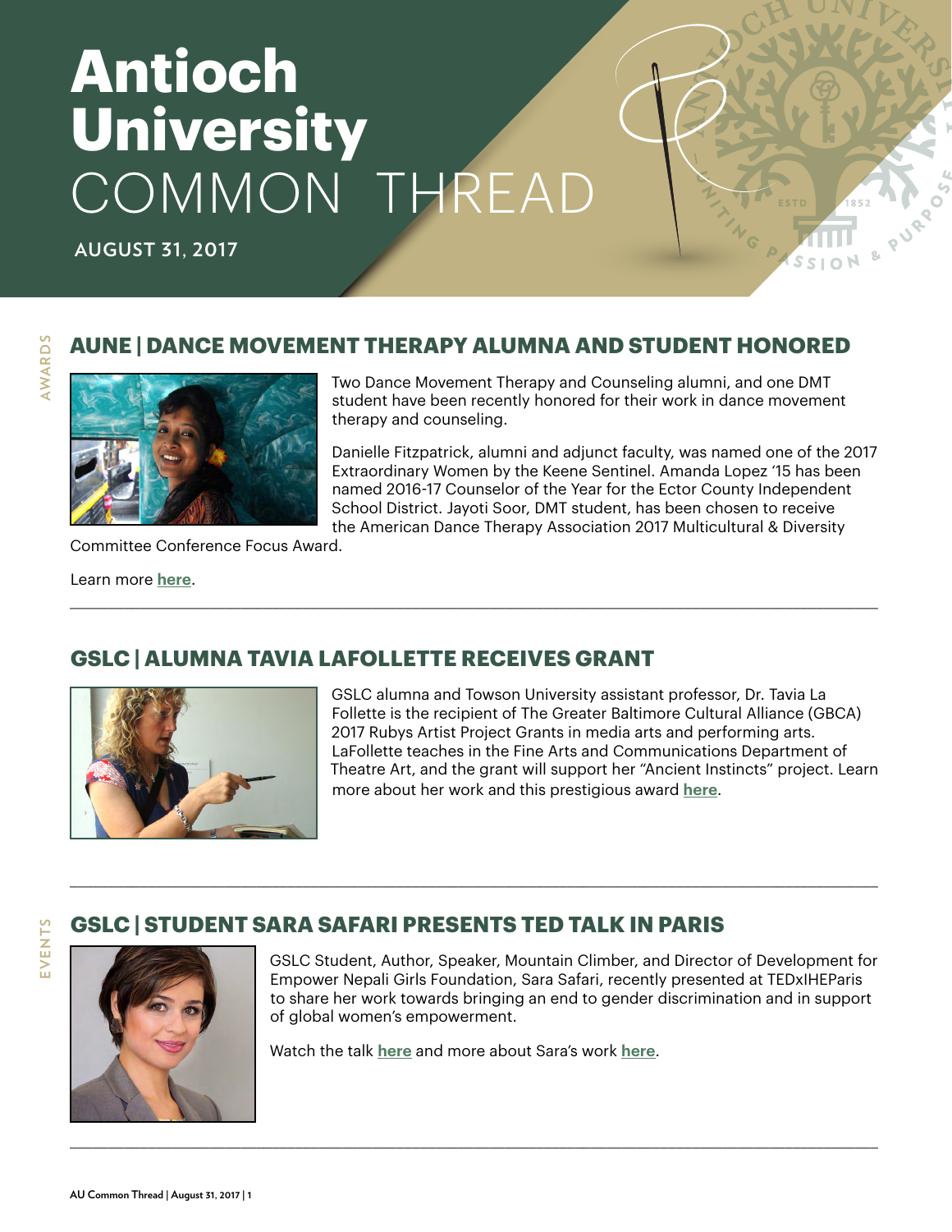# Antioch University COMMON THREAD

**AUGUST 31, 2017**

AWARDS

## AUNE | DANCE MOVEMENT THERAPY ALUMNA AND STUDENT HONORED

Two Dance Movement Therapy and Counseling alumni, and one DMT student have been recently honored for their work in dance movement therapy and counseling.

Danielle Fitzpatrick, alumni and adjunct faculty, was named one of the 2017 Extraordinary Women by the Keene Sentinel. Amanda Lopez '15 has been named 2016-17 Counselor of the Year for the Ector County Independent School District. Jayoti Soor, DMT student, has been chosen to receive the American Dance Therapy Association 2017 Multicultural & Diversity Committee Conference Focus Award.

Learn more **here**.

---

## GSLC | ALUMNA TAVIA LAFOLLETTE RECEIVES GRANT

GSLC alumna and Towson University assistant professor, Dr. Tavia La Follette is the recipient of The Greater Baltimore Cultural Alliance (GBCA) 2017 Rubys Artist Project Grants in media arts and performing arts. LaFollette teaches in the Fine Arts and Communications Department of Theatre Art, and the grant will support her "Ancient Instincts" project. Learn more about her work and this prestigious award **here**.

---

EVENTS

## GSLC | STUDENT SARA SAFARI PRESENTS TED TALK IN PARIS

GSLC Student, Author, Speaker, Mountain Climber, and Director of Development for Empower Nepali Girls Foundation, Sara Safari, recently presented at TEDxIHEParis to share her work towards bringing an end to gender discrimination and in support of global women's empowerment.

Watch the talk **here** and more about Sara's work **here**.

---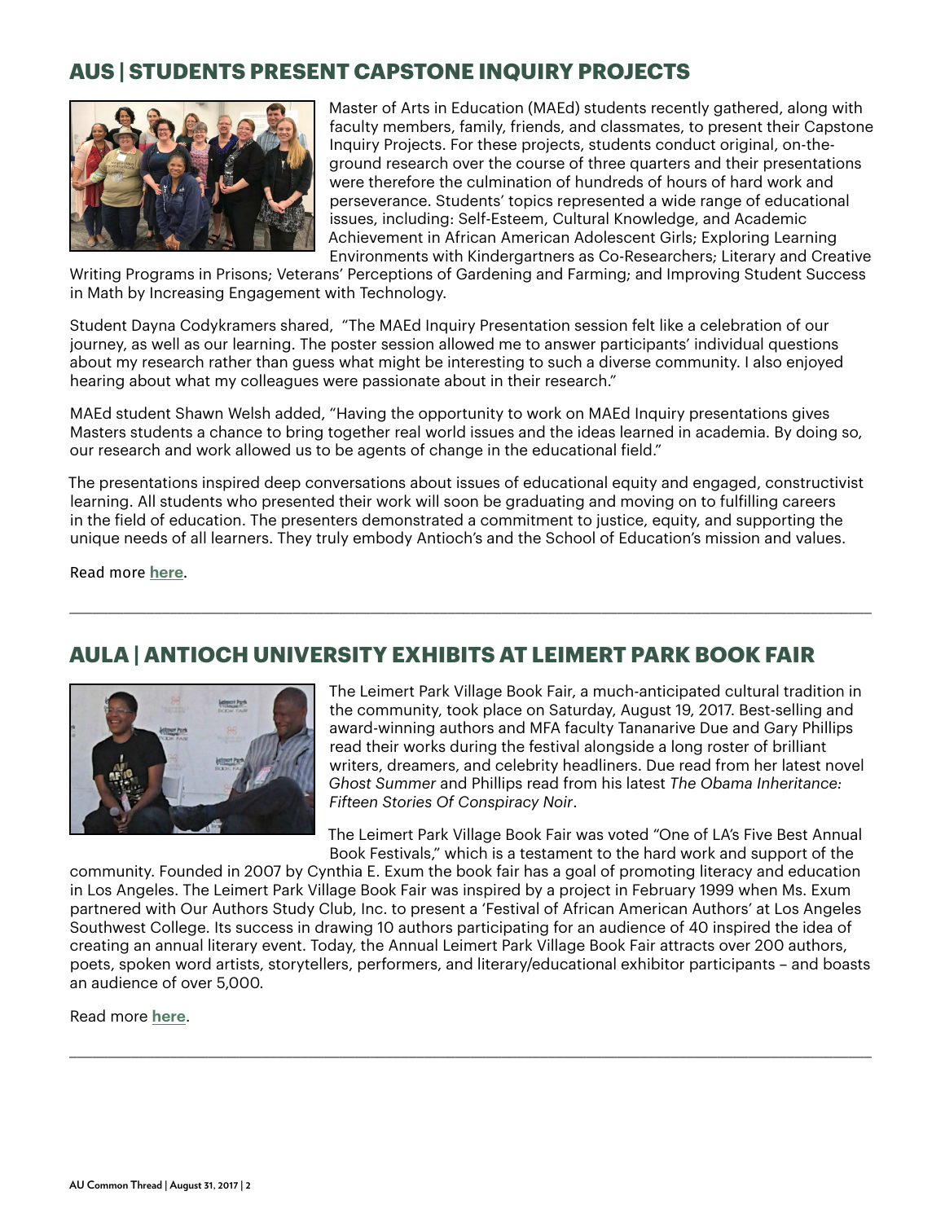## AUS | STUDENTS PRESENT CAPSTONE INQUIRY PROJECTS

Master of Arts in Education (MAEd) students recently gathered, along with faculty members, family, friends, and classmates, to present their Capstone Inquiry Projects. For these projects, students conduct original, on-the-ground research over the course of three quarters and their presentations were therefore the culmination of hundreds of hours of hard work and perseverance. Students' topics represented a wide range of educational issues, including: Self-Esteem, Cultural Knowledge, and Academic Achievement in African American Adolescent Girls; Exploring Learning Environments with Kindergartners as Co-Researchers; Literary and Creative Writing Programs in Prisons; Veterans' Perceptions of Gardening and Farming; and Improving Student Success in Math by Increasing Engagement with Technology.

Student Dayna Codykramers shared, "The MAEd Inquiry Presentation session felt like a celebration of our journey, as well as our learning. The poster session allowed me to answer participants' individual questions about my research rather than guess what might be interesting to such a diverse community. I also enjoyed hearing about what my colleagues were passionate about in their research."

MAEd student Shawn Welsh added, "Having the opportunity to work on MAEd Inquiry presentations gives Masters students a chance to bring together real world issues and the ideas learned in academia. By doing so, our research and work allowed us to be agents of change in the educational field."

The presentations inspired deep conversations about issues of educational equity and engaged, constructivist learning. All students who presented their work will soon be graduating and moving on to fulfilling careers in the field of education. The presenters demonstrated a commitment to justice, equity, and supporting the unique needs of all learners. They truly embody Antioch's and the School of Education's mission and values.

Read more **here**.

---

## AULA | ANTIOCH UNIVERSITY EXHIBITS AT LEIMERT PARK BOOK FAIR

The Leimert Park Village Book Fair, a much-anticipated cultural tradition in the community, took place on Saturday, August 19, 2017. Best-selling and award-winning authors and MFA faculty Tananarive Due and Gary Phillips read their works during the festival alongside a long roster of brilliant writers, dreamers, and celebrity headliners. Due read from her latest novel *Ghost Summer* and Phillips read from his latest *The Obama Inheritance: Fifteen Stories Of Conspiracy Noir*.

The Leimert Park Village Book Fair was voted "One of LA's Five Best Annual Book Festivals," which is a testament to the hard work and support of the community. Founded in 2007 by Cynthia E. Exum the book fair has a goal of promoting literacy and education in Los Angeles. The Leimert Park Village Book Fair was inspired by a project in February 1999 when Ms. Exum partnered with Our Authors Study Club, Inc. to present a 'Festival of African American Authors' at Los Angeles Southwest College. Its success in drawing 10 authors participating for an audience of 40 inspired the idea of creating an annual literary event. Today, the Annual Leimert Park Village Book Fair attracts over 200 authors, poets, spoken word artists, storytellers, performers, and literary/educational exhibitor participants – and boasts an audience of over 5,000.

Read more **here**.

---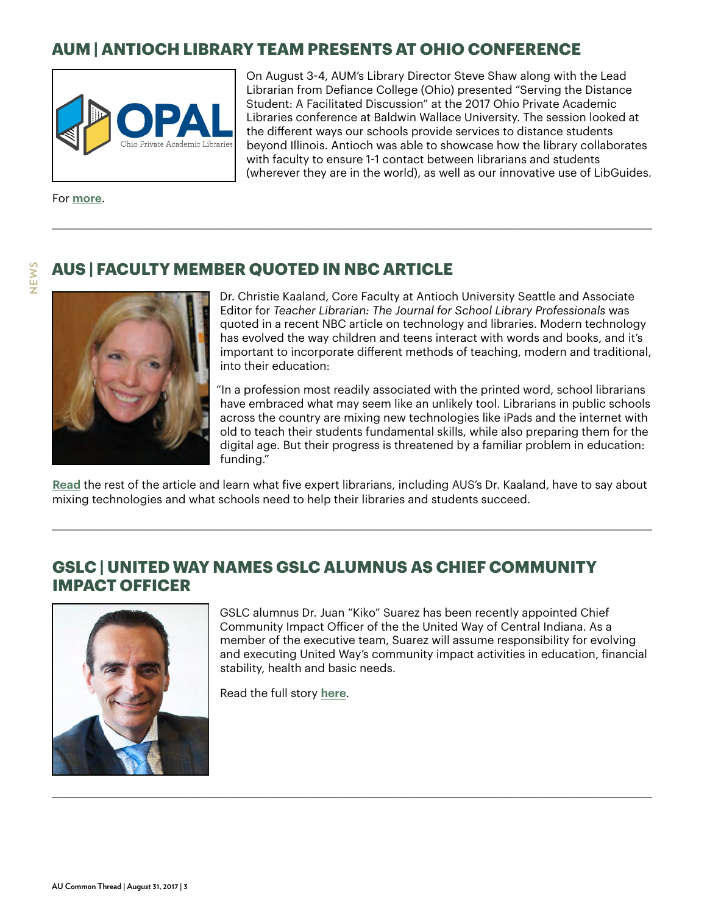## AUM | ANTIOCH LIBRARY TEAM PRESENTS AT OHIO CONFERENCE

On August 3-4, AUM's Library Director Steve Shaw along with the Lead Librarian from Defiance College (Ohio) presented "Serving the Distance Student: A Facilitated Discussion" at the 2017 Ohio Private Academic Libraries conference at Baldwin Wallace University. The session looked at the different ways our schools provide services to distance students beyond Illinois. Antioch was able to showcase how the library collaborates with faculty to ensure 1-1 contact between librarians and students (wherever they are in the world), as well as our innovative use of LibGuides.

For **more**.

---

## AUS | FACULTY MEMBER QUOTED IN NBC ARTICLE

Dr. Christie Kaaland, Core Faculty at Antioch University Seattle and Associate Editor for *Teacher Librarian: The Journal for School Library Professionals* was quoted in a recent NBC article on technology and libraries. Modern technology has evolved the way children and teens interact with words and books, and it's important to incorporate different methods of teaching, modern and traditional, into their education:

"In a profession most readily associated with the printed word, school librarians have embraced what may seem like an unlikely tool. Librarians in public schools across the country are mixing new technologies like iPads and the internet with old to teach their students fundamental skills, while also preparing them for the digital age. But their progress is threatened by a familiar problem in education: funding."

**Read** the rest of the article and learn what five expert librarians, including AUS's Dr. Kaaland, have to say about mixing technologies and what schools need to help their libraries and students succeed.

---

## GSLC | UNITED WAY NAMES GSLC ALUMNUS AS CHIEF COMMUNITY IMPACT OFFICER

GSLC alumnus Dr. Juan "Kiko" Suarez has been recently appointed Chief Community Impact Officer of the the United Way of Central Indiana. As a member of the executive team, Suarez will assume responsibility for evolving and executing United Way's community impact activities in education, financial stability, health and basic needs.

Read the full story **here**.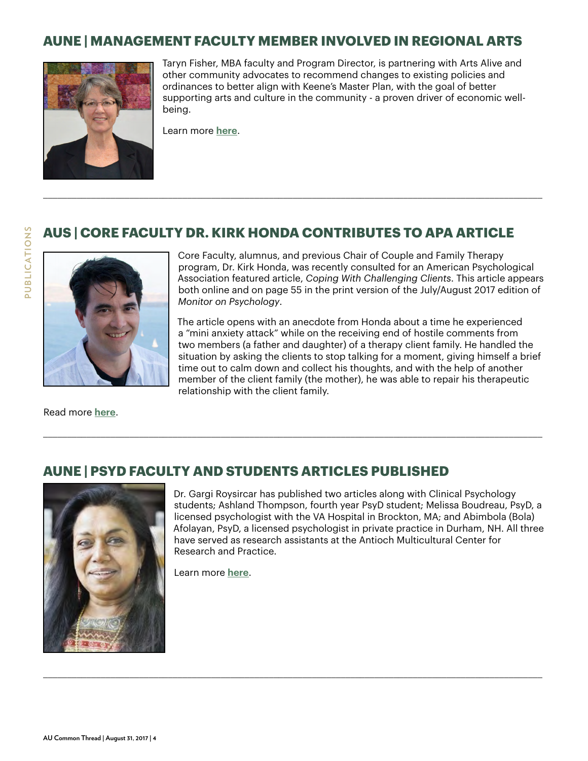## AUNE | MANAGEMENT FACULTY MEMBER INVOLVED IN REGIONAL ARTS

Taryn Fisher, MBA faculty and Program Director, is partnering with Arts Alive and other community advocates to recommend changes to existing policies and ordinances to better align with Keene's Master Plan, with the goal of better supporting arts and culture in the community - a proven driver of economic well-being.

Learn more **here**.

---

## AUS | CORE FACULTY DR. KIRK HONDA CONTRIBUTES TO APA ARTICLE

Core Faculty, alumnus, and previous Chair of Couple and Family Therapy program, Dr. Kirk Honda, was recently consulted for an American Psychological Association featured article, *Coping With Challenging Clients*. This article appears both online and on page 55 in the print version of the July/August 2017 edition of *Monitor on Psychology*.

The article opens with an anecdote from Honda about a time he experienced a "mini anxiety attack" while on the receiving end of hostile comments from two members (a father and daughter) of a therapy client family. He handled the situation by asking the clients to stop talking for a moment, giving himself a brief time out to calm down and collect his thoughts, and with the help of another member of the client family (the mother), he was able to repair his therapeutic relationship with the client family.

Read more **here**.

---

## AUNE | PSYD FACULTY AND STUDENTS ARTICLES PUBLISHED

Dr. Gargi Roysircar has published two articles along with Clinical Psychology students; Ashland Thompson, fourth year PsyD student; Melissa Boudreau, PsyD, a licensed psychologist with the VA Hospital in Brockton, MA; and Abimbola (Bola) Afolayan, PsyD, a licensed psychologist in private practice in Durham, NH. All three have served as research assistants at the Antioch Multicultural Center for Research and Practice.

Learn more **here**.

---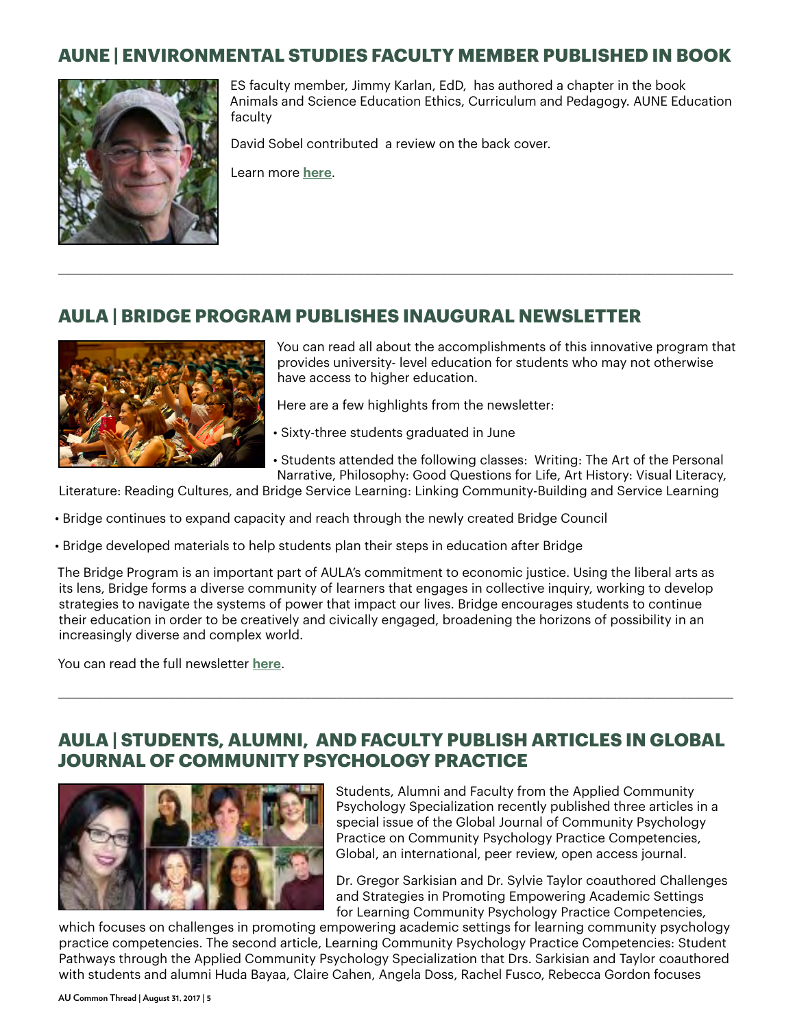## AUNE | ENVIRONMENTAL STUDIES FACULTY MEMBER PUBLISHED IN BOOK

ES faculty member, Jimmy Karlan, EdD, has authored a chapter in the book Animals and Science Education Ethics, Curriculum and Pedagogy. AUNE Education faculty

David Sobel contributed a review on the back cover.

Learn more **here**.

---

## AULA | BRIDGE PROGRAM PUBLISHES INAUGURAL NEWSLETTER

You can read all about the accomplishments of this innovative program that provides university- level education for students who may not otherwise have access to higher education.

Here are a few highlights from the newsletter:

- Sixty-three students graduated in June
- Students attended the following classes: Writing: The Art of the Personal Narrative, Philosophy: Good Questions for Life, Art History: Visual Literacy, Literature: Reading Cultures, and Bridge Service Learning: Linking Community-Building and Service Learning
- Bridge continues to expand capacity and reach through the newly created Bridge Council
- Bridge developed materials to help students plan their steps in education after Bridge

The Bridge Program is an important part of AULA's commitment to economic justice. Using the liberal arts as its lens, Bridge forms a diverse community of learners that engages in collective inquiry, working to develop strategies to navigate the systems of power that impact our lives. Bridge encourages students to continue their education in order to be creatively and civically engaged, broadening the horizons of possibility in an increasingly diverse and complex world.

You can read the full newsletter **here**.

---

## AULA | STUDENTS, ALUMNI, AND FACULTY PUBLISH ARTICLES IN GLOBAL JOURNAL OF COMMUNITY PSYCHOLOGY PRACTICE

Students, Alumni and Faculty from the Applied Community Psychology Specialization recently published three articles in a special issue of the Global Journal of Community Psychology Practice on Community Psychology Practice Competencies, Global, an international, peer review, open access journal.

Dr. Gregor Sarkisian and Dr. Sylvie Taylor coauthored Challenges and Strategies in Promoting Empowering Academic Settings for Learning Community Psychology Practice Competencies, which focuses on challenges in promoting empowering academic settings for learning community psychology practice competencies. The second article, Learning Community Psychology Practice Competencies: Student Pathways through the Applied Community Psychology Specialization that Drs. Sarkisian and Taylor coauthored with students and alumni Huda Bayaa, Claire Cahen, Angela Doss, Rachel Fusco, Rebecca Gordon focuses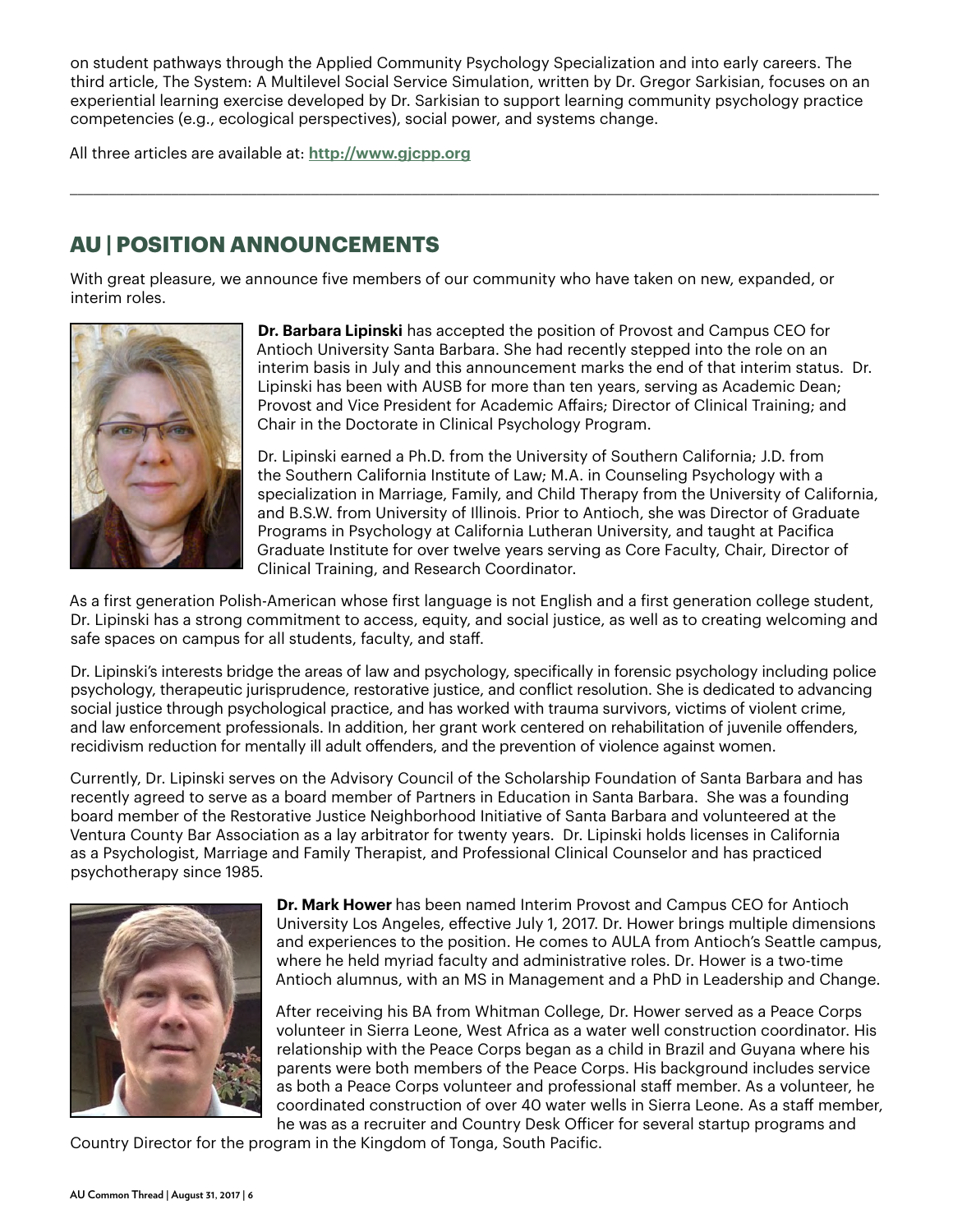on student pathways through the Applied Community Psychology Specialization and into early careers. The third article, The System: A Multilevel Social Service Simulation, written by Dr. Gregor Sarkisian, focuses on an experiential learning exercise developed by Dr. Sarkisian to support learning community psychology practice competencies (e.g., ecological perspectives), social power, and systems change.

All three articles are available at: **http://www.gjcpp.org**

---

## AU | POSITION ANNOUNCEMENTS

With great pleasure, we announce five members of our community who have taken on new, expanded, or interim roles.

**Dr. Barbara Lipinski** has accepted the position of Provost and Campus CEO for Antioch University Santa Barbara. She had recently stepped into the role on an interim basis in July and this announcement marks the end of that interim status. Dr. Lipinski has been with AUSB for more than ten years, serving as Academic Dean; Provost and Vice President for Academic Affairs; Director of Clinical Training; and Chair in the Doctorate in Clinical Psychology Program.

Dr. Lipinski earned a Ph.D. from the University of Southern California; J.D. from the Southern California Institute of Law; M.A. in Counseling Psychology with a specialization in Marriage, Family, and Child Therapy from the University of California, and B.S.W. from University of Illinois. Prior to Antioch, she was Director of Graduate Programs in Psychology at California Lutheran University, and taught at Pacifica Graduate Institute for over twelve years serving as Core Faculty, Chair, Director of Clinical Training, and Research Coordinator.

As a first generation Polish-American whose first language is not English and a first generation college student, Dr. Lipinski has a strong commitment to access, equity, and social justice, as well as to creating welcoming and safe spaces on campus for all students, faculty, and staff.

Dr. Lipinski's interests bridge the areas of law and psychology, specifically in forensic psychology including police psychology, therapeutic jurisprudence, restorative justice, and conflict resolution. She is dedicated to advancing social justice through psychological practice, and has worked with trauma survivors, victims of violent crime, and law enforcement professionals. In addition, her grant work centered on rehabilitation of juvenile offenders, recidivism reduction for mentally ill adult offenders, and the prevention of violence against women.

Currently, Dr. Lipinski serves on the Advisory Council of the Scholarship Foundation of Santa Barbara and has recently agreed to serve as a board member of Partners in Education in Santa Barbara. She was a founding board member of the Restorative Justice Neighborhood Initiative of Santa Barbara and volunteered at the Ventura County Bar Association as a lay arbitrator for twenty years. Dr. Lipinski holds licenses in California as a Psychologist, Marriage and Family Therapist, and Professional Clinical Counselor and has practiced psychotherapy since 1985.

**Dr. Mark Hower** has been named Interim Provost and Campus CEO for Antioch University Los Angeles, effective July 1, 2017. Dr. Hower brings multiple dimensions and experiences to the position. He comes to AULA from Antioch's Seattle campus, where he held myriad faculty and administrative roles. Dr. Hower is a two-time Antioch alumnus, with an MS in Management and a PhD in Leadership and Change.

After receiving his BA from Whitman College, Dr. Hower served as a Peace Corps volunteer in Sierra Leone, West Africa as a water well construction coordinator. His relationship with the Peace Corps began as a child in Brazil and Guyana where his parents were both members of the Peace Corps. His background includes service as both a Peace Corps volunteer and professional staff member. As a volunteer, he coordinated construction of over 40 water wells in Sierra Leone. As a staff member, he was as a recruiter and Country Desk Officer for several startup programs and Country Director for the program in the Kingdom of Tonga, South Pacific.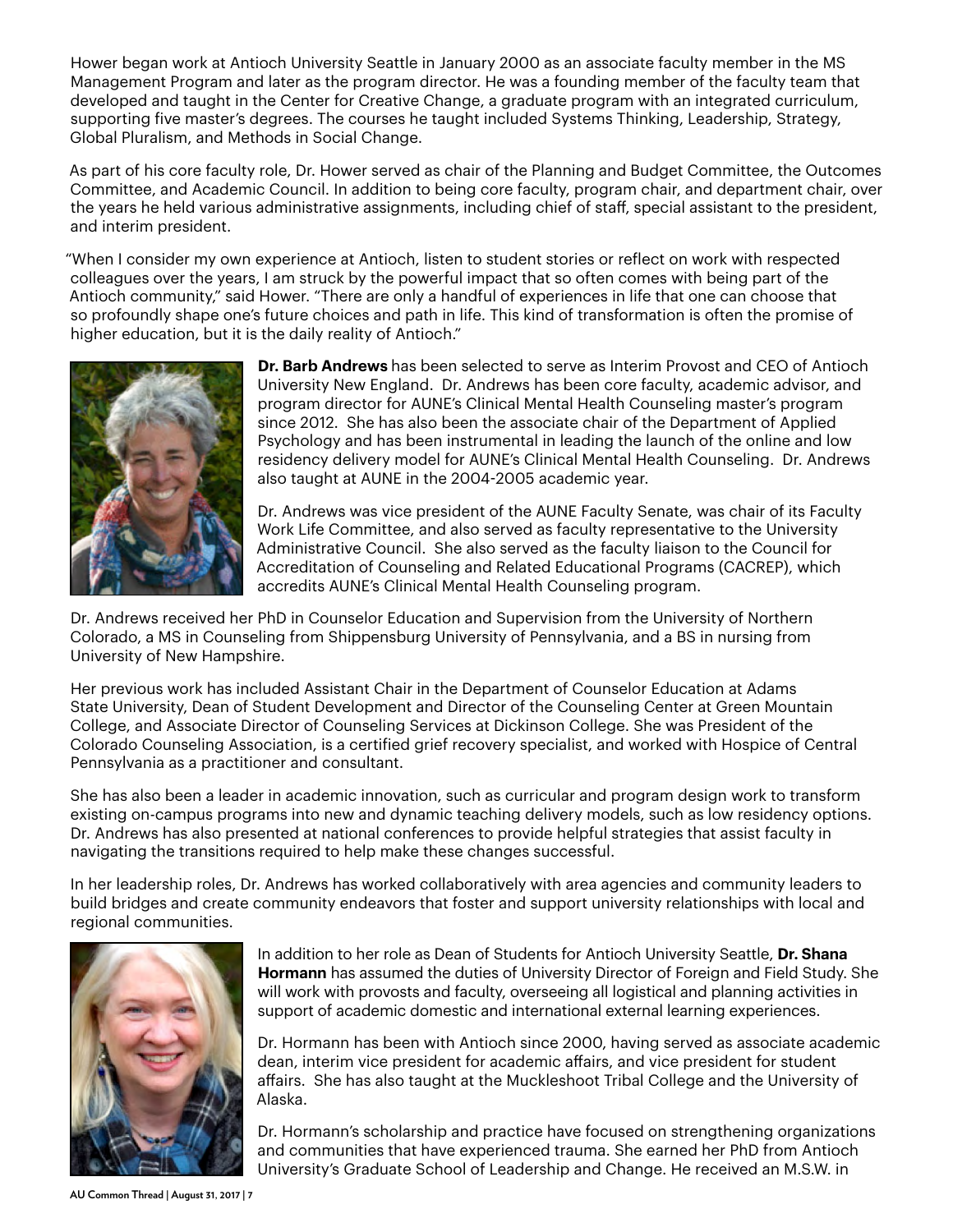Hower began work at Antioch University Seattle in January 2000 as an associate faculty member in the MS Management Program and later as the program director. He was a founding member of the faculty team that developed and taught in the Center for Creative Change, a graduate program with an integrated curriculum, supporting five master's degrees. The courses he taught included Systems Thinking, Leadership, Strategy, Global Pluralism, and Methods in Social Change.

As part of his core faculty role, Dr. Hower served as chair of the Planning and Budget Committee, the Outcomes Committee, and Academic Council. In addition to being core faculty, program chair, and department chair, over the years he held various administrative assignments, including chief of staff, special assistant to the president, and interim president.

"When I consider my own experience at Antioch, listen to student stories or reflect on work with respected colleagues over the years, I am struck by the powerful impact that so often comes with being part of the Antioch community," said Hower. "There are only a handful of experiences in life that one can choose that so profoundly shape one's future choices and path in life. This kind of transformation is often the promise of higher education, but it is the daily reality of Antioch."

**Dr. Barb Andrews** has been selected to serve as Interim Provost and CEO of Antioch University New England. Dr. Andrews has been core faculty, academic advisor, and program director for AUNE's Clinical Mental Health Counseling master's program since 2012. She has also been the associate chair of the Department of Applied Psychology and has been instrumental in leading the launch of the online and low residency delivery model for AUNE's Clinical Mental Health Counseling. Dr. Andrews also taught at AUNE in the 2004-2005 academic year.

Dr. Andrews was vice president of the AUNE Faculty Senate, was chair of its Faculty Work Life Committee, and also served as faculty representative to the University Administrative Council. She also served as the faculty liaison to the Council for Accreditation of Counseling and Related Educational Programs (CACREP), which accredits AUNE's Clinical Mental Health Counseling program.

Dr. Andrews received her PhD in Counselor Education and Supervision from the University of Northern Colorado, a MS in Counseling from Shippensburg University of Pennsylvania, and a BS in nursing from University of New Hampshire.

Her previous work has included Assistant Chair in the Department of Counselor Education at Adams State University, Dean of Student Development and Director of the Counseling Center at Green Mountain College, and Associate Director of Counseling Services at Dickinson College. She was President of the Colorado Counseling Association, is a certified grief recovery specialist, and worked with Hospice of Central Pennsylvania as a practitioner and consultant.

She has also been a leader in academic innovation, such as curricular and program design work to transform existing on-campus programs into new and dynamic teaching delivery models, such as low residency options. Dr. Andrews has also presented at national conferences to provide helpful strategies that assist faculty in navigating the transitions required to help make these changes successful.

In her leadership roles, Dr. Andrews has worked collaboratively with area agencies and community leaders to build bridges and create community endeavors that foster and support university relationships with local and regional communities.

In addition to her role as Dean of Students for Antioch University Seattle, **Dr. Shana Hormann** has assumed the duties of University Director of Foreign and Field Study. She will work with provosts and faculty, overseeing all logistical and planning activities in support of academic domestic and international external learning experiences.

Dr. Hormann has been with Antioch since 2000, having served as associate academic dean, interim vice president for academic affairs, and vice president for student affairs. She has also taught at the Muckleshoot Tribal College and the University of Alaska.

Dr. Hormann's scholarship and practice have focused on strengthening organizations and communities that have experienced trauma. She earned her PhD from Antioch University's Graduate School of Leadership and Change. He received an M.S.W. in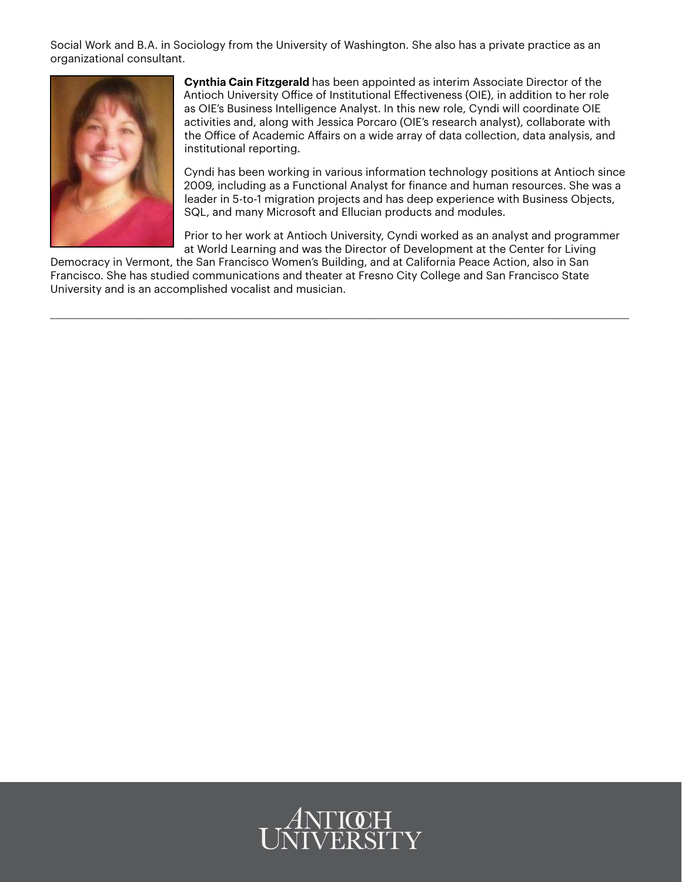Social Work and B.A. in Sociology from the University of Washington. She also has a private practice as an organizational consultant.

**Cynthia Cain Fitzgerald** has been appointed as interim Associate Director of the Antioch University Office of Institutional Effectiveness (OIE), in addition to her role as OIE's Business Intelligence Analyst. In this new role, Cyndi will coordinate OIE activities and, along with Jessica Porcaro (OIE's research analyst), collaborate with the Office of Academic Affairs on a wide array of data collection, data analysis, and institutional reporting.

Cyndi has been working in various information technology positions at Antioch since 2009, including as a Functional Analyst for finance and human resources. She was a leader in 5-to-1 migration projects and has deep experience with Business Objects, SQL, and many Microsoft and Ellucian products and modules.

Prior to her work at Antioch University, Cyndi worked as an analyst and programmer at World Learning and was the Director of Development at the Center for Living Democracy in Vermont, the San Francisco Women's Building, and at California Peace Action, also in San Francisco. She has studied communications and theater at Fresno City College and San Francisco State University and is an accomplished vocalist and musician.

---

ANTIOCH UNIVERSITY